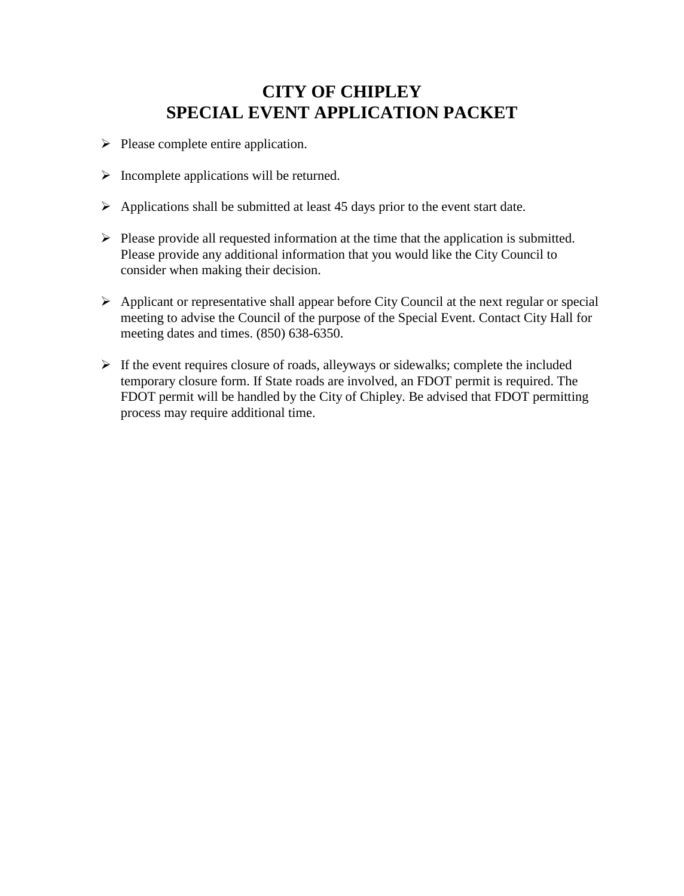# CITY OF CHIPLEY
# SPECIAL EVENT APPLICATION PACKET

- Please complete entire application.
- Incomplete applications will be returned.
- Applications shall be submitted at least 45 days prior to the event start date.
- Please provide all requested information at the time that the application is submitted. Please provide any additional information that you would like the City Council to consider when making their decision.
- Applicant or representative shall appear before City Council at the next regular or special meeting to advise the Council of the purpose of the Special Event. Contact City Hall for meeting dates and times. (850) 638-6350.
- If the event requires closure of roads, alleyways or sidewalks; complete the included temporary closure form. If State roads are involved, an FDOT permit is required. The FDOT permit will be handled by the City of Chipley. Be advised that FDOT permitting process may require additional time.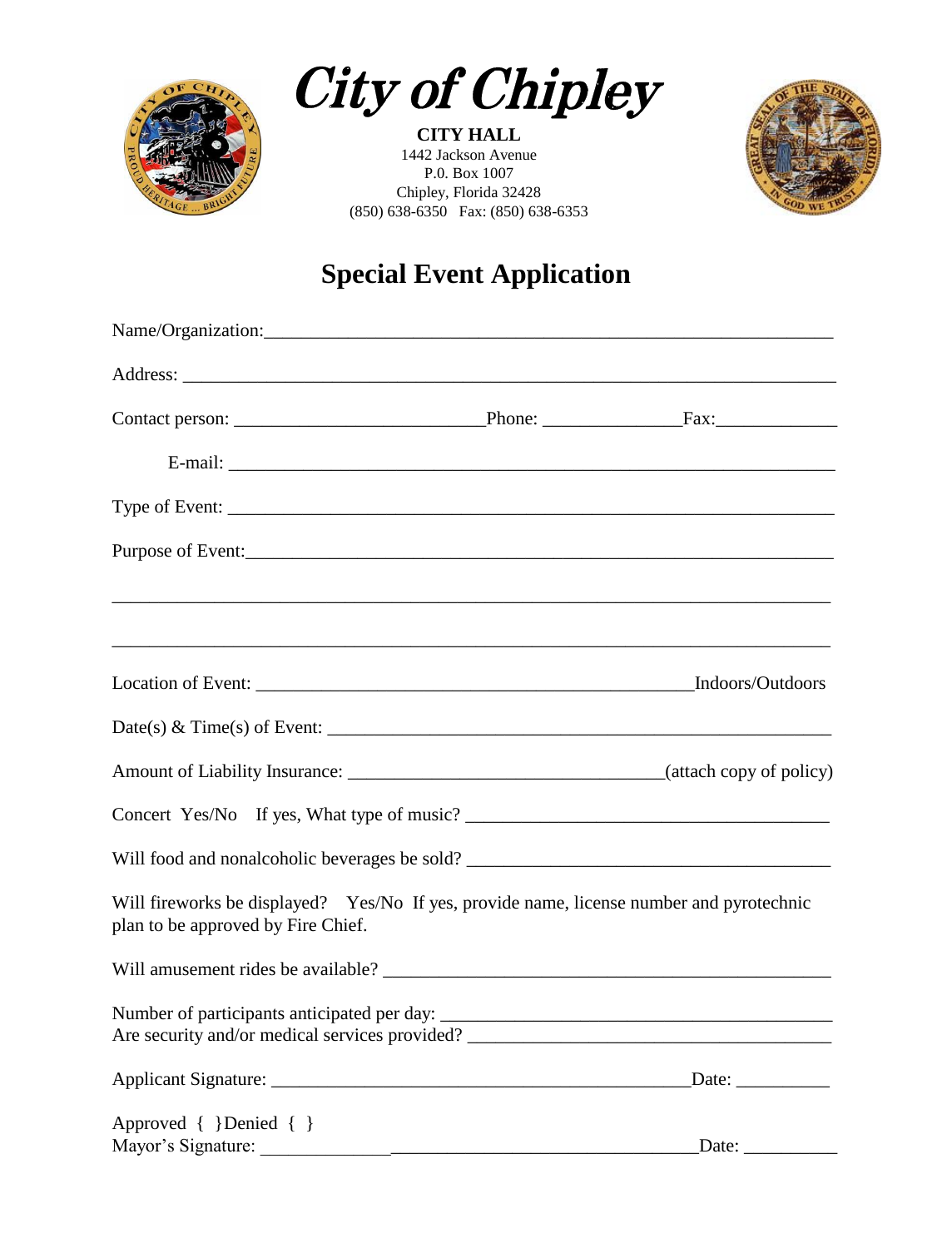# City of Chipley

**CITY HALL**
1442 Jackson Avenue
P.0. Box 1007
Chipley, Florida 32428
(850) 638-6350 Fax: (850) 638-6353

## Special Event Application

Name/Organization:_______________________________________________________________

Address: _________________________________________________________________________

Contact person: __________________________Phone: ______________Fax:_____________

E-mail: _________________________________________________________________

Type of Event: ___________________________________________________________________

Purpose of Event:_________________________________________________________________

_________________________________________________________________________________

_________________________________________________________________________________

Location of Event: ____________________________________________Indoors/Outdoors

Date(s) & Time(s) of Event: ______________________________________________________

Amount of Liability Insurance: ______________________________(attach copy of policy)

Concert Yes/No If yes, What type of music? ____________________________________

Will food and nonalcoholic beverages be sold? ____________________________________

Will fireworks be displayed? Yes/No If yes, provide name, license number and pyrotechnic plan to be approved by Fire Chief.

Will amusement rides be available? _____________________________________________

Number of participants anticipated per day: _______________________________________
Are security and/or medical services provided? ____________________________________

Applicant Signature: ___________________________________________Date: _________

Approved { }Denied { }
Mayor's Signature: ____________________________________________Date: __________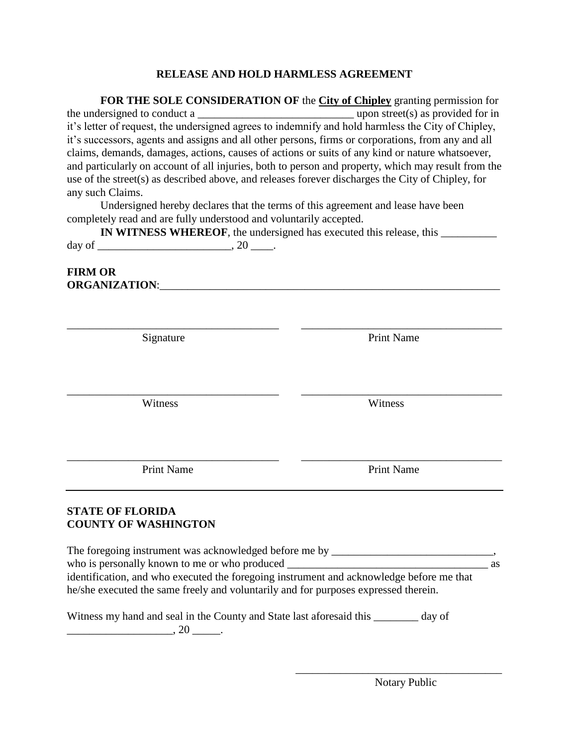# RELEASE AND HOLD HARMLESS AGREEMENT

**FOR THE SOLE CONSIDERATION OF** the **City of Chipley** granting permission for the undersigned to conduct a ____________________________ upon street(s) as provided for in it's letter of request, the undersigned agrees to indemnify and hold harmless the City of Chipley, it's successors, agents and assigns and all other persons, firms or corporations, from any and all claims, demands, damages, actions, causes of actions or suits of any kind or nature whatsoever, and particularly on account of all injuries, both to person and property, which may result from the use of the street(s) as described above, and releases forever discharges the City of Chipley, for any such Claims.

Undersigned hereby declares that the terms of this agreement and lease have been completely read and are fully understood and voluntarily accepted.

**IN WITNESS WHEREOF**, the undersigned has executed this release, this __________ day of ________________________, 20 ____.

**FIRM OR ORGANIZATION**:_______________________________________________________________

| _______________________________________ | _______________________________________ |
|---|---|
| Signature | Print Name |
| _______________________________________ | _______________________________________ |
| Witness | Witness |
| _______________________________________ | _______________________________________ |
| Print Name | Print Name |

---

**STATE OF FLORIDA**
**COUNTY OF WASHINGTON**

The foregoing instrument was acknowledged before me by _____________________________, who is personally known to me or who produced ____________________________________ as identification, and who executed the foregoing instrument and acknowledge before me that he/she executed the same freely and voluntarily and for purposes expressed therein.

Witness my hand and seal in the County and State last aforesaid this ________ day of ___________________, 20 _____.

_____________________________________
Notary Public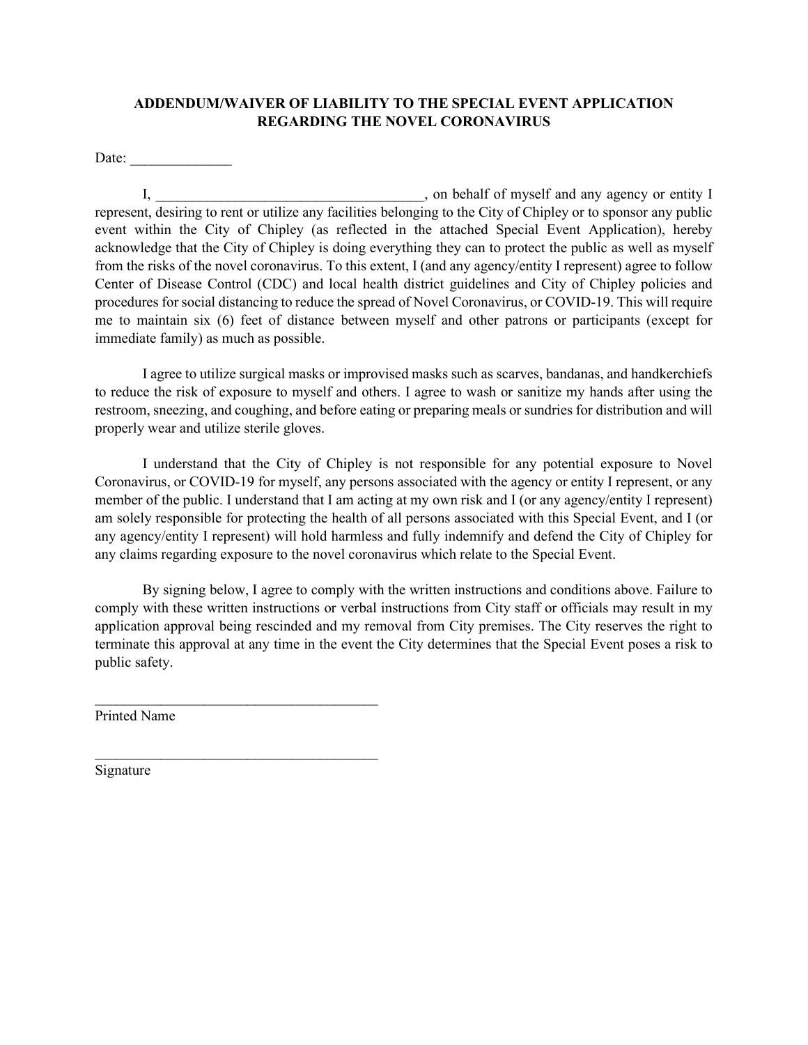## ADDENDUM/WAIVER OF LIABILITY TO THE SPECIAL EVENT APPLICATION REGARDING THE NOVEL CORONAVIRUS

Date: ______________

I, _____________________________________, on behalf of myself and any agency or entity I represent, desiring to rent or utilize any facilities belonging to the City of Chipley or to sponsor any public event within the City of Chipley (as reflected in the attached Special Event Application), hereby acknowledge that the City of Chipley is doing everything they can to protect the public as well as myself from the risks of the novel coronavirus. To this extent, I (and any agency/entity I represent) agree to follow Center of Disease Control (CDC) and local health district guidelines and City of Chipley policies and procedures for social distancing to reduce the spread of Novel Coronavirus, or COVID-19. This will require me to maintain six (6) feet of distance between myself and other patrons or participants (except for immediate family) as much as possible.

I agree to utilize surgical masks or improvised masks such as scarves, bandanas, and handkerchiefs to reduce the risk of exposure to myself and others. I agree to wash or sanitize my hands after using the restroom, sneezing, and coughing, and before eating or preparing meals or sundries for distribution and will properly wear and utilize sterile gloves.

I understand that the City of Chipley is not responsible for any potential exposure to Novel Coronavirus, or COVID-19 for myself, any persons associated with the agency or entity I represent, or any member of the public. I understand that I am acting at my own risk and I (or any agency/entity I represent) am solely responsible for protecting the health of all persons associated with this Special Event, and I (or any agency/entity I represent) will hold harmless and fully indemnify and defend the City of Chipley for any claims regarding exposure to the novel coronavirus which relate to the Special Event.

By signing below, I agree to comply with the written instructions and conditions above. Failure to comply with these written instructions or verbal instructions from City staff or officials may result in my application approval being rescinded and my removal from City premises. The City reserves the right to terminate this approval at any time in the event the City determines that the Special Event poses a risk to public safety.

_______________________________________
Printed Name

_______________________________________
Signature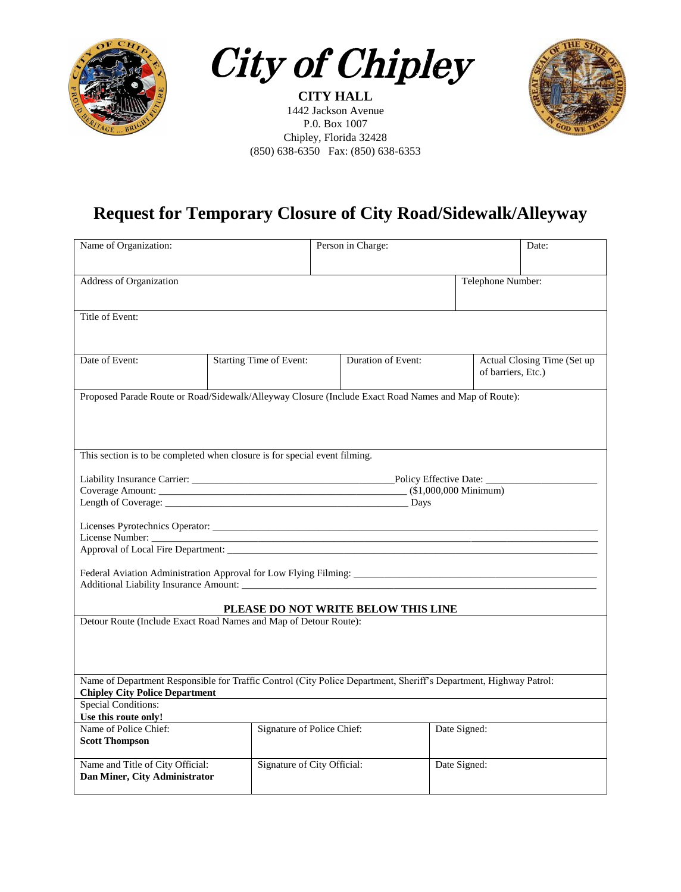# City of Chipley

**CITY HALL**
1442 Jackson Avenue
P.0. Box 1007
Chipley, Florida 32428
(850) 638-6350 Fax: (850) 638-6353

## Request for Temporary Closure of City Road/Sidewalk/Alleyway

| Name of Organization: | Person in Charge: | Date: |
|---|---|---|
| | | |

| Address of Organization | Telephone Number: |
|---|---|
| | |

Title of Event:

| Date of Event: | Starting Time of Event: | Duration of Event: | Actual Closing Time (Set up of barriers, Etc.) |
|---|---|---|---|
| | | | |

Proposed Parade Route or Road/Sidewalk/Alleyway Closure (Include Exact Road Names and Map of Route):

This section is to be completed when closure is for special event filming.

Liability Insurance Carrier: ______________________ Policy Effective Date: ______________
Coverage Amount: ______________________ ($1,000,000 Minimum)
Length of Coverage: ______________________ Days

Licenses Pyrotechnics Operator: ______________________
License Number: ______________________
Approval of Local Fire Department: ______________________

Federal Aviation Administration Approval for Low Flying Filming: ______________________
Additional Liability Insurance Amount: ______________________

**PLEASE DO NOT WRITE BELOW THIS LINE**

Detour Route (Include Exact Road Names and Map of Detour Route):

Name of Department Responsible for Traffic Control (City Police Department, Sheriff's Department, Highway Patrol:
**Chipley City Police Department**

Special Conditions:
**Use this route only!**

| Name of Police Chief: | Signature of Police Chief: | Date Signed: |
|---|---|---|
| **Scott Thompson** | | |
| Name and Title of City Official: | Signature of City Official: | Date Signed: |
| **Dan Miner, City Administrator** | | |